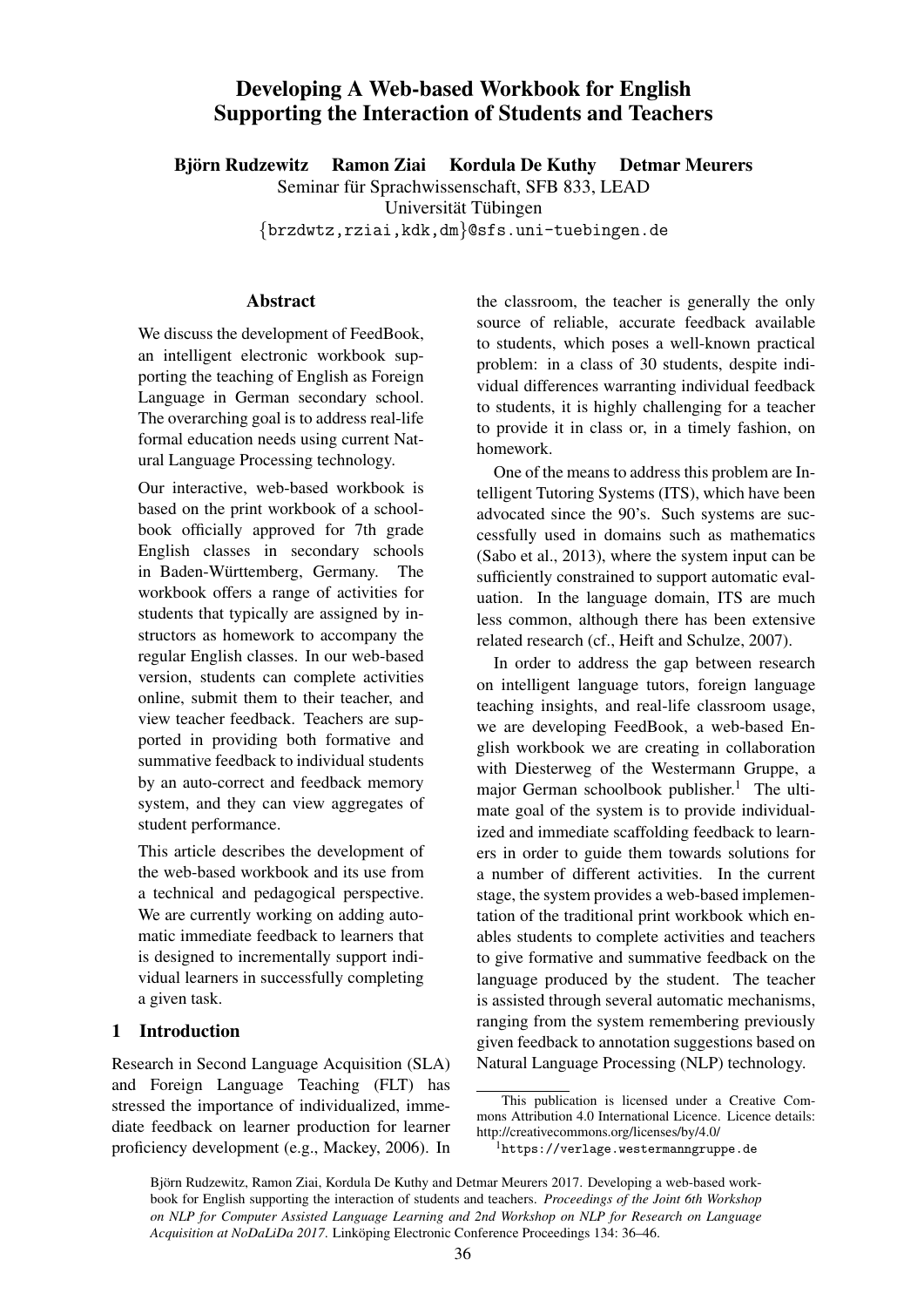# Developing A Web-based Workbook for English Supporting the Interaction of Students and Teachers

**Björn Rudzewitz Ramon Ziai Kordula De Kuthy Detmar Meurers**

Seminar für Sprachwissenschaft, SFB 833, LEAD
Universität Tübingen
{brzdwtz,rziai,kdk,dm}@sfs.uni-tuebingen.de

## Abstract

We discuss the development of FeedBook, an intelligent electronic workbook supporting the teaching of English as Foreign Language in German secondary school. The overarching goal is to address real-life formal education needs using current Natural Language Processing technology.

Our interactive, web-based workbook is based on the print workbook of a schoolbook officially approved for 7th grade English classes in secondary schools in Baden-Württemberg, Germany. The workbook offers a range of activities for students that typically are assigned by instructors as homework to accompany the regular English classes. In our web-based version, students can complete activities online, submit them to their teacher, and view teacher feedback. Teachers are supported in providing both formative and summative feedback to individual students by an auto-correct and feedback memory system, and they can view aggregates of student performance.

This article describes the development of the web-based workbook and its use from a technical and pedagogical perspective. We are currently working on adding automatic immediate feedback to learners that is designed to incrementally support individual learners in successfully completing a given task.

## 1 Introduction

Research in Second Language Acquisition (SLA) and Foreign Language Teaching (FLT) has stressed the importance of individualized, immediate feedback on learner production for learner proficiency development (e.g., Mackey, 2006). In the classroom, the teacher is generally the only source of reliable, accurate feedback available to students, which poses a well-known practical problem: in a class of 30 students, despite individual differences warranting individual feedback to students, it is highly challenging for a teacher to provide it in class or, in a timely fashion, on homework.

One of the means to address this problem are Intelligent Tutoring Systems (ITS), which have been advocated since the 90's. Such systems are successfully used in domains such as mathematics (Sabo et al., 2013), where the system input can be sufficiently constrained to support automatic evaluation. In the language domain, ITS are much less common, although there has been extensive related research (cf., Heift and Schulze, 2007).

In order to address the gap between research on intelligent language tutors, foreign language teaching insights, and real-life classroom usage, we are developing FeedBook, a web-based English workbook we are creating in collaboration with Diesterweg of the Westermann Gruppe, a major German schoolbook publisher.[1] The ultimate goal of the system is to provide individualized and immediate scaffolding feedback to learners in order to guide them towards solutions for a number of different activities. In the current stage, the system provides a web-based implementation of the traditional print workbook which enables students to complete activities and teachers to give formative and summative feedback on the language produced by the student. The teacher is assisted through several automatic mechanisms, ranging from the system remembering previously given feedback to annotation suggestions based on Natural Language Processing (NLP) technology.

This publication is licensed under a Creative Commons Attribution 4.0 International Licence. Licence details: http://creativecommons.org/licenses/by/4.0/

[1] https://verlage.westermanngruppe.de

Björn Rudzewitz, Ramon Ziai, Kordula De Kuthy and Detmar Meurers 2017. Developing a web-based workbook for English supporting the interaction of students and teachers. *Proceedings of the Joint 6th Workshop on NLP for Computer Assisted Language Learning and 2nd Workshop on NLP for Research on Language Acquisition at NoDaLiDa 2017*. Linköping Electronic Conference Proceedings 134: 36–46.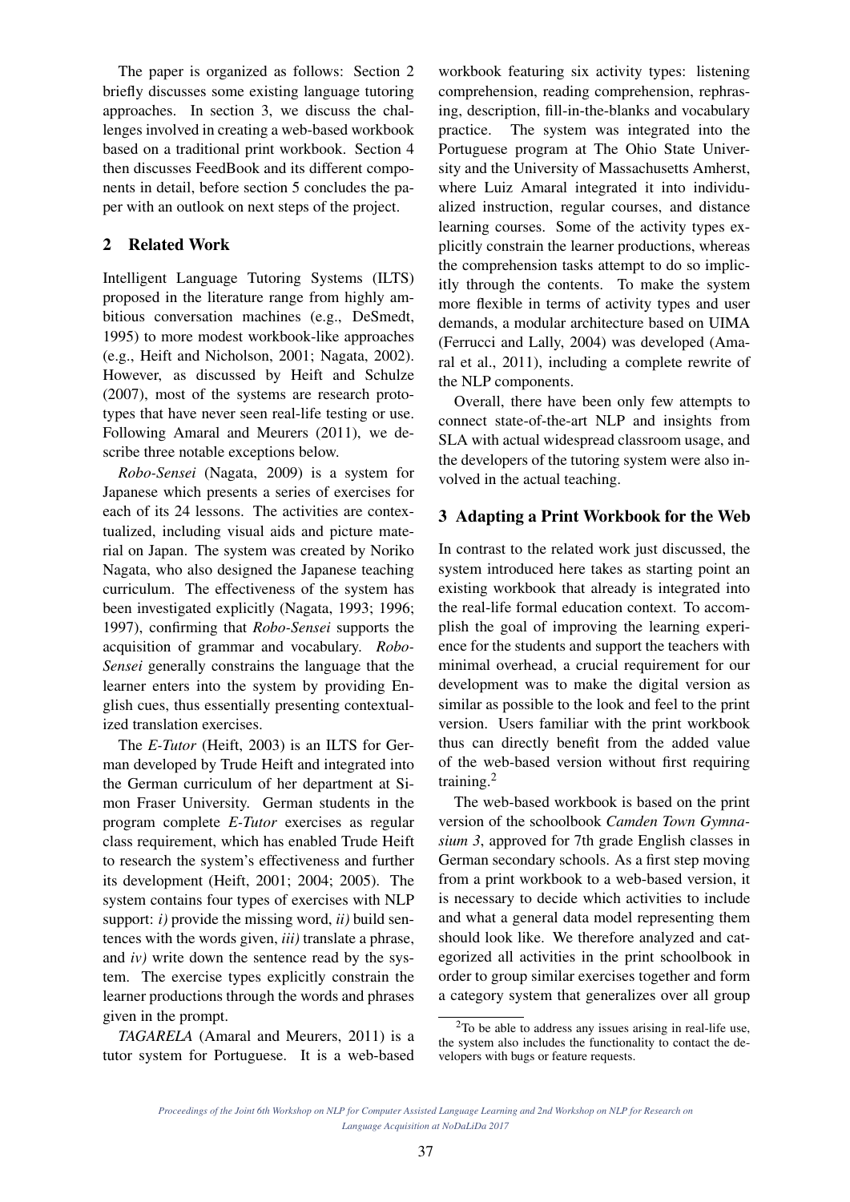The paper is organized as follows: Section 2 briefly discusses some existing language tutoring approaches. In section 3, we discuss the challenges involved in creating a web-based workbook based on a traditional print workbook. Section 4 then discusses FeedBook and its different components in detail, before section 5 concludes the paper with an outlook on next steps of the project.

## 2 Related Work

Intelligent Language Tutoring Systems (ILTS) proposed in the literature range from highly ambitious conversation machines (e.g., DeSmedt, 1995) to more modest workbook-like approaches (e.g., Heift and Nicholson, 2001; Nagata, 2002). However, as discussed by Heift and Schulze (2007), most of the systems are research prototypes that have never seen real-life testing or use. Following Amaral and Meurers (2011), we describe three notable exceptions below.

*Robo-Sensei* (Nagata, 2009) is a system for Japanese which presents a series of exercises for each of its 24 lessons. The activities are contextualized, including visual aids and picture material on Japan. The system was created by Noriko Nagata, who also designed the Japanese teaching curriculum. The effectiveness of the system has been investigated explicitly (Nagata, 1993; 1996; 1997), confirming that *Robo-Sensei* supports the acquisition of grammar and vocabulary. *Robo-Sensei* generally constrains the language that the learner enters into the system by providing English cues, thus essentially presenting contextualized translation exercises.

The *E-Tutor* (Heift, 2003) is an ILTS for German developed by Trude Heift and integrated into the German curriculum of her department at Simon Fraser University. German students in the program complete *E-Tutor* exercises as regular class requirement, which has enabled Trude Heift to research the system's effectiveness and further its development (Heift, 2001; 2004; 2005). The system contains four types of exercises with NLP support: *i)* provide the missing word, *ii)* build sentences with the words given, *iii)* translate a phrase, and *iv)* write down the sentence read by the system. The exercise types explicitly constrain the learner productions through the words and phrases given in the prompt.

*TAGARELA* (Amaral and Meurers, 2011) is a tutor system for Portuguese. It is a web-based workbook featuring six activity types: listening comprehension, reading comprehension, rephrasing, description, fill-in-the-blanks and vocabulary practice. The system was integrated into the Portuguese program at The Ohio State University and the University of Massachusetts Amherst, where Luiz Amaral integrated it into individualized instruction, regular courses, and distance learning courses. Some of the activity types explicitly constrain the learner productions, whereas the comprehension tasks attempt to do so implicitly through the contents. To make the system more flexible in terms of activity types and user demands, a modular architecture based on UIMA (Ferrucci and Lally, 2004) was developed (Amaral et al., 2011), including a complete rewrite of the NLP components.

Overall, there have been only few attempts to connect state-of-the-art NLP and insights from SLA with actual widespread classroom usage, and the developers of the tutoring system were also involved in the actual teaching.

## 3 Adapting a Print Workbook for the Web

In contrast to the related work just discussed, the system introduced here takes as starting point an existing workbook that already is integrated into the real-life formal education context. To accomplish the goal of improving the learning experience for the students and support the teachers with minimal overhead, a crucial requirement for our development was to make the digital version as similar as possible to the look and feel to the print version. Users familiar with the print workbook thus can directly benefit from the added value of the web-based version without first requiring training.[2]

The web-based workbook is based on the print version of the schoolbook *Camden Town Gymnasium 3*, approved for 7th grade English classes in German secondary schools. As a first step moving from a print workbook to a web-based version, it is necessary to decide which activities to include and what a general data model representing them should look like. We therefore analyzed and categorized all activities in the print schoolbook in order to group similar exercises together and form a category system that generalizes over all group

[2] To be able to address any issues arising in real-life use, the system also includes the functionality to contact the developers with bugs or feature requests.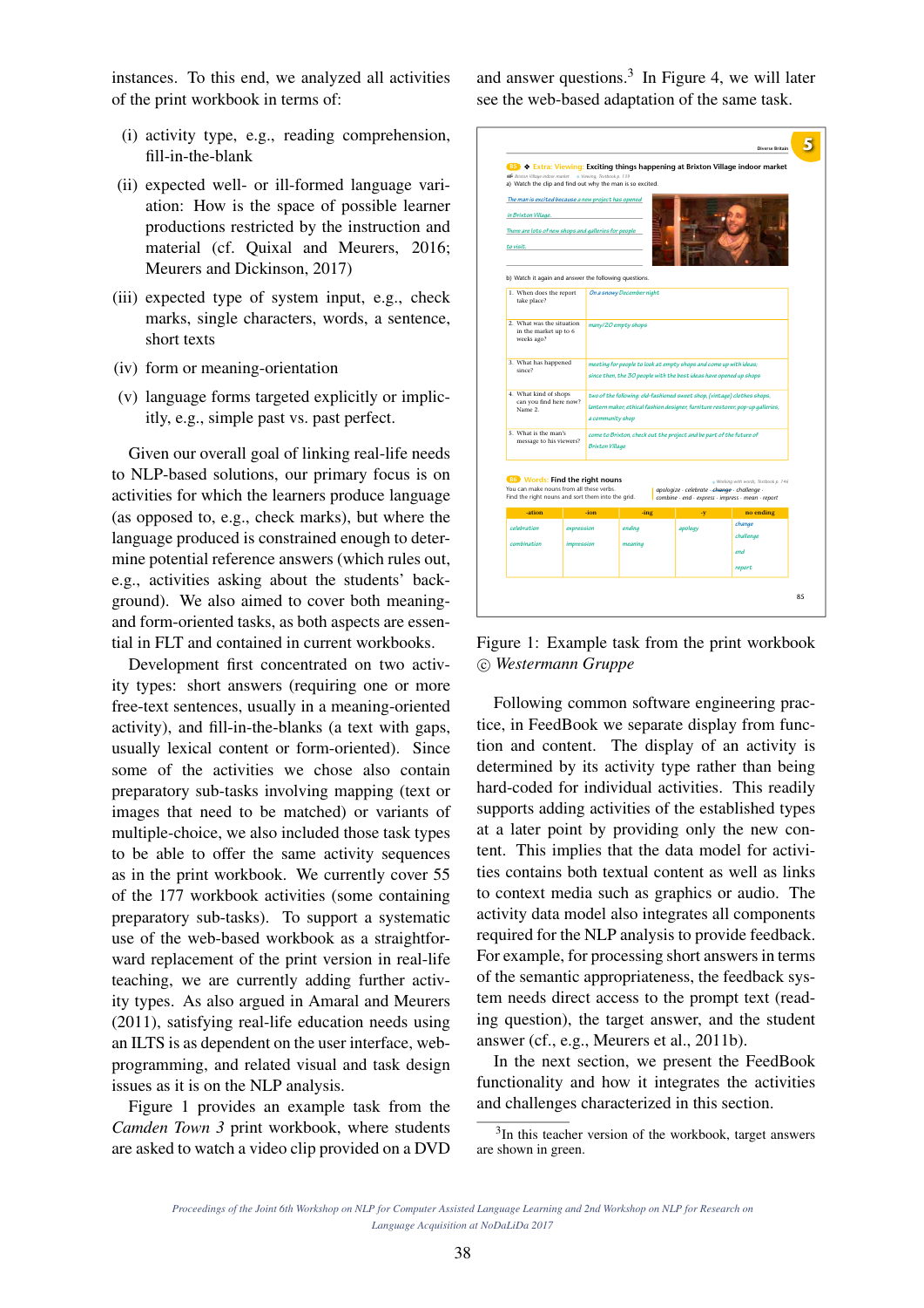instances. To this end, we analyzed all activities of the print workbook in terms of:

(i) activity type, e.g., reading comprehension, fill-in-the-blank

(ii) expected well- or ill-formed language variation: How is the space of possible learner productions restricted by the instruction and material (cf. Quixal and Meurers, 2016; Meurers and Dickinson, 2017)

(iii) expected type of system input, e.g., check marks, single characters, words, a sentence, short texts

(iv) form or meaning-orientation

(v) language forms targeted explicitly or implicitly, e.g., simple past vs. past perfect.

Given our overall goal of linking real-life needs to NLP-based solutions, our primary focus is on activities for which the learners produce language (as opposed to, e.g., check marks), but where the language produced is constrained enough to determine potential reference answers (which rules out, e.g., activities asking about the students' background). We also aimed to cover both meaning- and form-oriented tasks, as both aspects are essential in FLT and contained in current workbooks.

Development first concentrated on two activity types: short answers (requiring one or more free-text sentences, usually in a meaning-oriented activity), and fill-in-the-blanks (a text with gaps, usually lexical content or form-oriented). Since some of the activities we chose also contain preparatory sub-tasks involving mapping (text or images that need to be matched) or variants of multiple-choice, we also included those task types to be able to offer the same activity sequences as in the print workbook. We currently cover 55 of the 177 workbook activities (some containing preparatory sub-tasks). To support a systematic use of the web-based workbook as a straightforward replacement of the print version in real-life teaching, we are currently adding further activity types. As also argued in Amaral and Meurers (2011), satisfying real-life education needs using an ILTS is as dependent on the user interface, web-programming, and related visual and task design issues as it is on the NLP analysis.

Figure 1 provides an example task from the *Camden Town 3* print workbook, where students are asked to watch a video clip provided on a DVD and answer questions.[3] In Figure 4, we will later see the web-based adaptation of the same task.

Figure 1: Example task from the print workbook © *Westermann Gruppe*

Following common software engineering practice, in FeedBook we separate display from function and content. The display of an activity is determined by its activity type rather than being hard-coded for individual activities. This readily supports adding activities of the established types at a later point by providing only the new content. This implies that the data model for activities contains both textual content as well as links to context media such as graphics or audio. The activity data model also integrates all components required for the NLP analysis to provide feedback. For example, for processing short answers in terms of the semantic appropriateness, the feedback system needs direct access to the prompt text (reading question), the target answer, and the student answer (cf., e.g., Meurers et al., 2011b).

In the next section, we present the FeedBook functionality and how it integrates the activities and challenges characterized in this section.

[3] In this teacher version of the workbook, target answers are shown in green.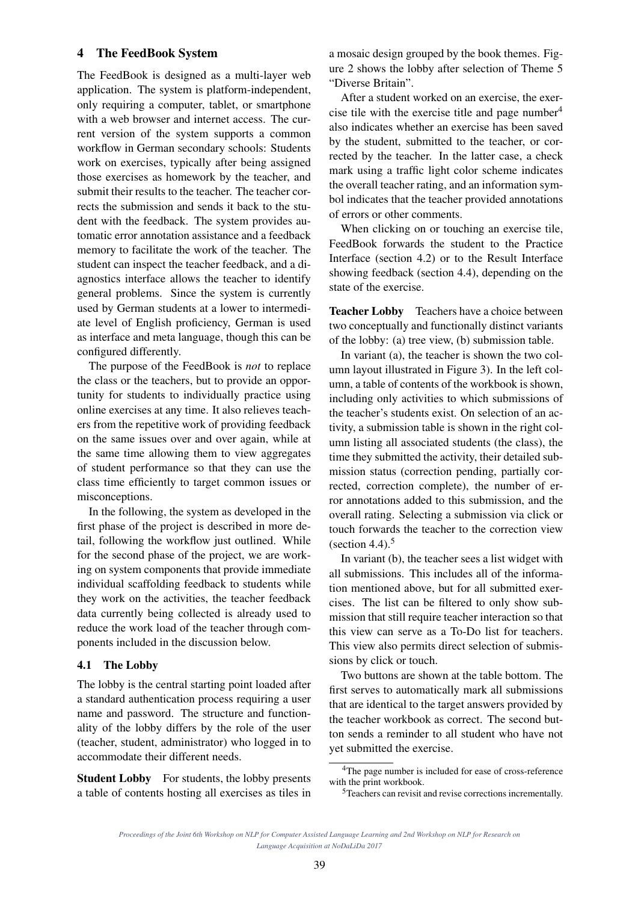## 4 The FeedBook System

The FeedBook is designed as a multi-layer web application. The system is platform-independent, only requiring a computer, tablet, or smartphone with a web browser and internet access. The current version of the system supports a common workflow in German secondary schools: Students work on exercises, typically after being assigned those exercises as homework by the teacher, and submit their results to the teacher. The teacher corrects the submission and sends it back to the student with the feedback. The system provides automatic error annotation assistance and a feedback memory to facilitate the work of the teacher. The student can inspect the teacher feedback, and a diagnostics interface allows the teacher to identify general problems. Since the system is currently used by German students at a lower to intermediate level of English proficiency, German is used as interface and meta language, though this can be configured differently.

The purpose of the FeedBook is *not* to replace the class or the teachers, but to provide an opportunity for students to individually practice using online exercises at any time. It also relieves teachers from the repetitive work of providing feedback on the same issues over and over again, while at the same time allowing them to view aggregates of student performance so that they can use the class time efficiently to target common issues or misconceptions.

In the following, the system as developed in the first phase of the project is described in more detail, following the workflow just outlined. While for the second phase of the project, we are working on system components that provide immediate individual scaffolding feedback to students while they work on the activities, the teacher feedback data currently being collected is already used to reduce the work load of the teacher through components included in the discussion below.

### 4.1 The Lobby

The lobby is the central starting point loaded after a standard authentication process requiring a user name and password. The structure and functionality of the lobby differs by the role of the user (teacher, student, administrator) who logged in to accommodate their different needs.

**Student Lobby** For students, the lobby presents a table of contents hosting all exercises as tiles in a mosaic design grouped by the book themes. Figure 2 shows the lobby after selection of Theme 5 "Diverse Britain".

After a student worked on an exercise, the exercise tile with the exercise title and page number[4] also indicates whether an exercise has been saved by the student, submitted to the teacher, or corrected by the teacher. In the latter case, a check mark using a traffic light color scheme indicates the overall teacher rating, and an information symbol indicates that the teacher provided annotations of errors or other comments.

When clicking on or touching an exercise tile, FeedBook forwards the student to the Practice Interface (section 4.2) or to the Result Interface showing feedback (section 4.4), depending on the state of the exercise.

**Teacher Lobby** Teachers have a choice between two conceptually and functionally distinct variants of the lobby: (a) tree view, (b) submission table.

In variant (a), the teacher is shown the two column layout illustrated in Figure 3). In the left column, a table of contents of the workbook is shown, including only activities to which submissions of the teacher's students exist. On selection of an activity, a submission table is shown in the right column listing all associated students (the class), the time they submitted the activity, their detailed submission status (correction pending, partially corrected, correction complete), the number of error annotations added to this submission, and the overall rating. Selecting a submission via click or touch forwards the teacher to the correction view (section 4.4).[5]

In variant (b), the teacher sees a list widget with all submissions. This includes all of the information mentioned above, but for all submitted exercises. The list can be filtered to only show submission that still require teacher interaction so that this view can serve as a To-Do list for teachers. This view also permits direct selection of submissions by click or touch.

Two buttons are shown at the table bottom. The first serves to automatically mark all submissions that are identical to the target answers provided by the teacher workbook as correct. The second button sends a reminder to all student who have not yet submitted the exercise.

---

[4] The page number is included for ease of cross-reference with the print workbook.

[5] Teachers can revisit and revise corrections incrementally.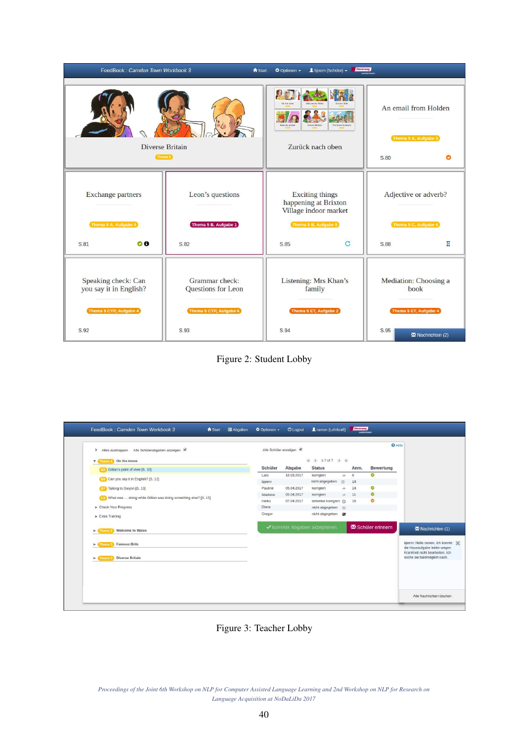Figure 2: Student Lobby

Figure 3: Teacher Lobby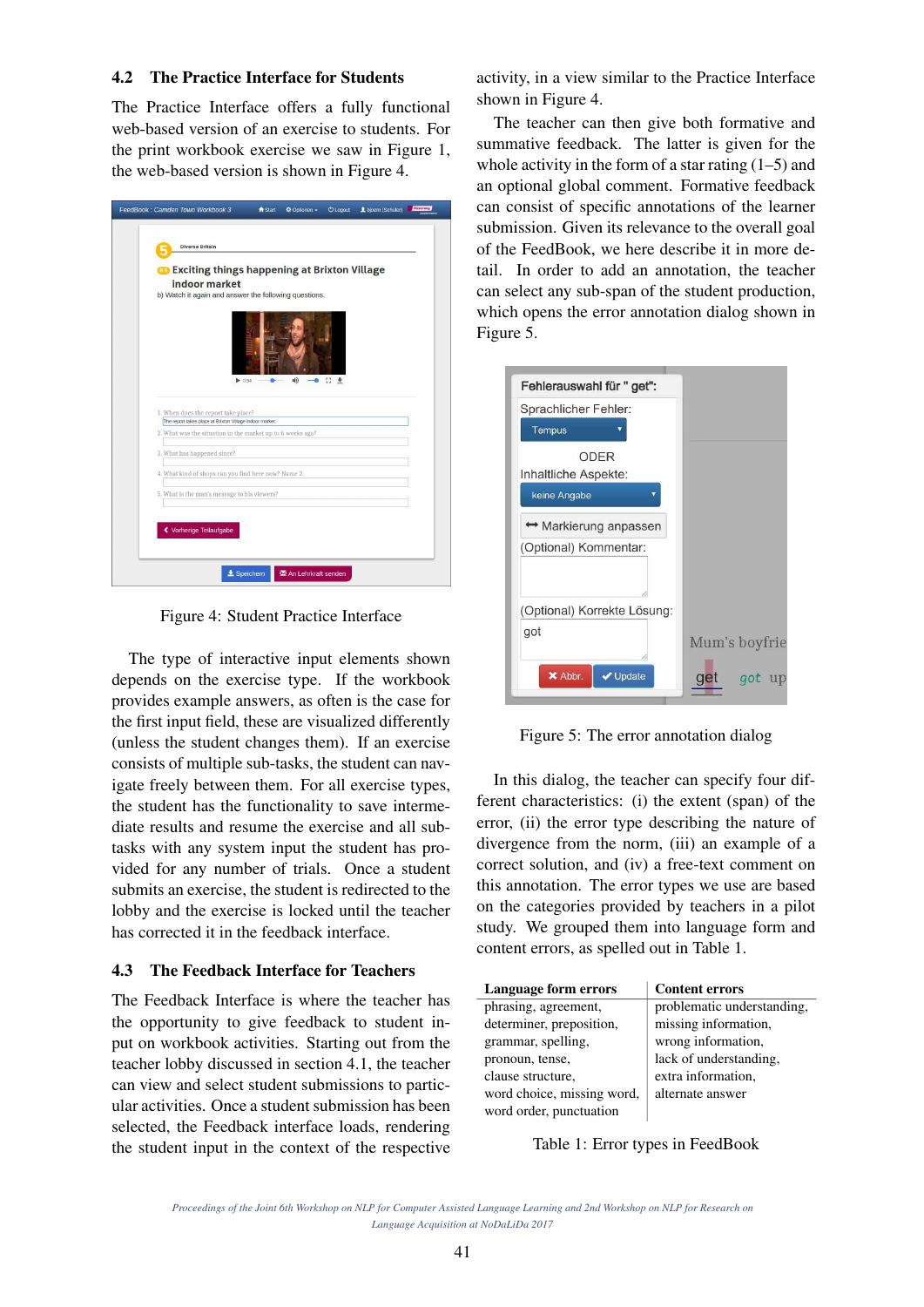### 4.2 The Practice Interface for Students

The Practice Interface offers a fully functional web-based version of an exercise to students. For the print workbook exercise we saw in Figure 1, the web-based version is shown in Figure 4.

Figure 4: Student Practice Interface

The type of interactive input elements shown depends on the exercise type. If the workbook provides example answers, as often is the case for the first input field, these are visualized differently (unless the student changes them). If an exercise consists of multiple sub-tasks, the student can navigate freely between them. For all exercise types, the student has the functionality to save intermediate results and resume the exercise and all subtasks with any system input the student has provided for any number of trials. Once a student submits an exercise, the student is redirected to the lobby and the exercise is locked until the teacher has corrected it in the feedback interface.

### 4.3 The Feedback Interface for Teachers

The Feedback Interface is where the teacher has the opportunity to give feedback to student input on workbook activities. Starting out from the teacher lobby discussed in section 4.1, the teacher can view and select student submissions to particular activities. Once a student submission has been selected, the Feedback interface loads, rendering the student input in the context of the respective activity, in a view similar to the Practice Interface shown in Figure 4.

The teacher can then give both formative and summative feedback. The latter is given for the whole activity in the form of a star rating (1–5) and an optional global comment. Formative feedback can consist of specific annotations of the learner submission. Given its relevance to the overall goal of the FeedBook, we here describe it in more detail. In order to add an annotation, the teacher can select any sub-span of the student production, which opens the error annotation dialog shown in Figure 5.

Figure 5: The error annotation dialog

In this dialog, the teacher can specify four different characteristics: (i) the extent (span) of the error, (ii) the error type describing the nature of divergence from the norm, (iii) an example of a correct solution, and (iv) a free-text comment on this annotation. The error types we use are based on the categories provided by teachers in a pilot study. We grouped them into language form and content errors, as spelled out in Table 1.

| Language form errors | Content errors |
|---|---|
| phrasing, agreement, determiner, preposition, grammar, spelling, pronoun, tense, clause structure, word choice, missing word, word order, punctuation | problematic understanding, missing information, wrong information, lack of understanding, extra information, alternate answer |

Table 1: Error types in FeedBook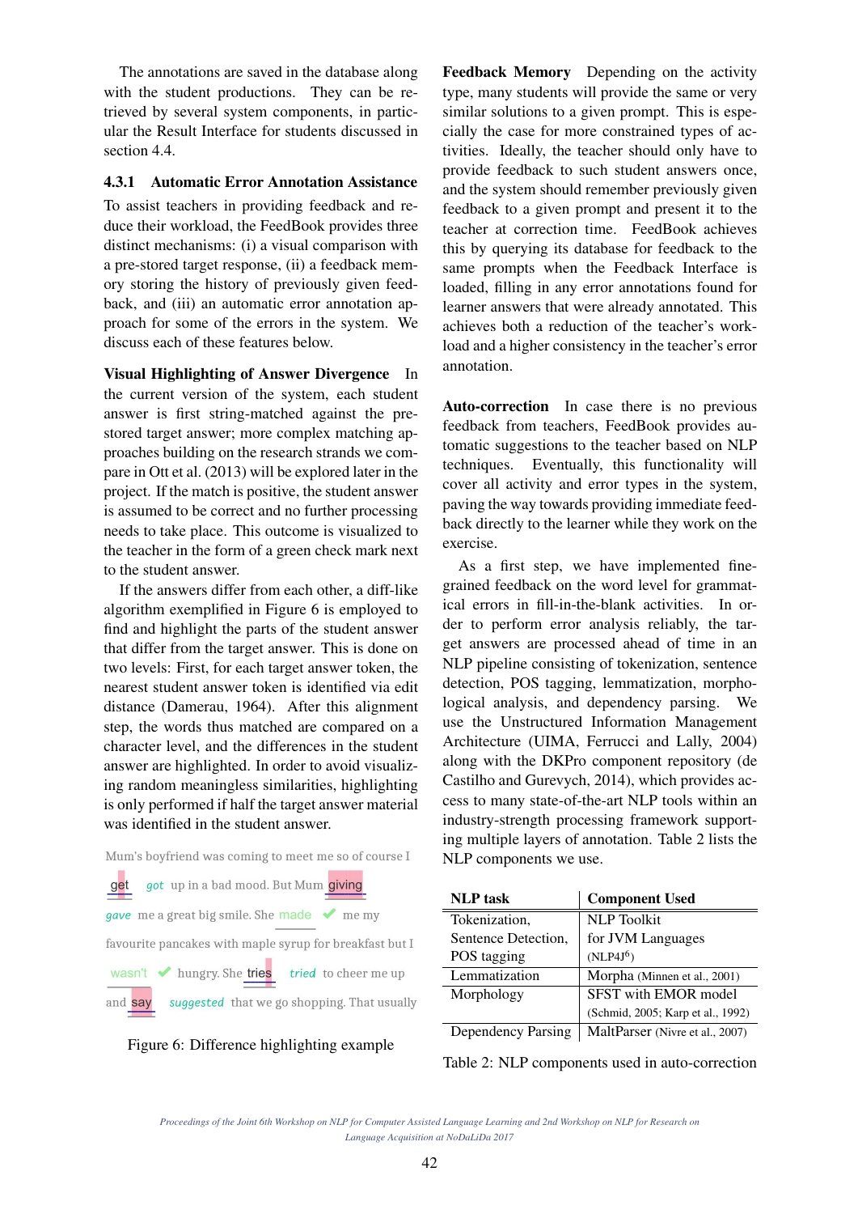The annotations are saved in the database along with the student productions. They can be retrieved by several system components, in particular the Result Interface for students discussed in section 4.4.

#### 4.3.1 Automatic Error Annotation Assistance

To assist teachers in providing feedback and reduce their workload, the FeedBook provides three distinct mechanisms: (i) a visual comparison with a pre-stored target response, (ii) a feedback memory storing the history of previously given feedback, and (iii) an automatic error annotation approach for some of the errors in the system. We discuss each of these features below.

**Visual Highlighting of Answer Divergence** In the current version of the system, each student answer is first string-matched against the pre-stored target answer; more complex matching approaches building on the research strands we compare in Ott et al. (2013) will be explored later in the project. If the match is positive, the student answer is assumed to be correct and no further processing needs to take place. This outcome is visualized to the teacher in the form of a green check mark next to the student answer.

If the answers differ from each other, a diff-like algorithm exemplified in Figure 6 is employed to find and highlight the parts of the student answer that differ from the target answer. This is done on two levels: First, for each target answer token, the nearest student answer token is identified via edit distance (Damerau, 1964). After this alignment step, the words thus matched are compared on a character level, and the differences in the student answer are highlighted. In order to avoid visualizing random meaningless similarities, highlighting is only performed if half the target answer material was identified in the student answer.

Mum's boyfriend was coming to meet me so of course I get *got* up in a bad mood. But Mum giving *gave* me a great big smile. She made ✔ me my favourite pancakes with maple syrup for breakfast but I wasn't ✔ hungry. She tries *tried* to cheer me up and say *suggested* that we go shopping. That usually

Figure 6: Difference highlighting example

**Feedback Memory** Depending on the activity type, many students will provide the same or very similar solutions to a given prompt. This is especially the case for more constrained types of activities. Ideally, the teacher should only have to provide feedback to such student answers once, and the system should remember previously given feedback to a given prompt and present it to the teacher at correction time. FeedBook achieves this by querying its database for feedback to the same prompts when the Feedback Interface is loaded, filling in any error annotations found for learner answers that were already annotated. This achieves both a reduction of the teacher's workload and a higher consistency in the teacher's error annotation.

**Auto-correction** In case there is no previous feedback from teachers, FeedBook provides automatic suggestions to the teacher based on NLP techniques. Eventually, this functionality will cover all activity and error types in the system, paving the way towards providing immediate feedback directly to the learner while they work on the exercise.

As a first step, we have implemented fine-grained feedback on the word level for grammatical errors in fill-in-the-blank activities. In order to perform error analysis reliably, the target answers are processed ahead of time in an NLP pipeline consisting of tokenization, sentence detection, POS tagging, lemmatization, morphological analysis, and dependency parsing. We use the Unstructured Information Management Architecture (UIMA, Ferrucci and Lally, 2004) along with the DKPro component repository (de Castilho and Gurevych, 2014), which provides access to many state-of-the-art NLP tools within an industry-strength processing framework supporting multiple layers of annotation. Table 2 lists the NLP components we use.

| NLP task | Component Used |
|---|---|
| Tokenization, Sentence Detection, POS tagging | NLP Toolkit for JVM Languages (NLP4J[6]) |
| Lemmatization | Morpha (Minnen et al., 2001) |
| Morphology | SFST with EMOR model (Schmid, 2005; Karp et al., 1992) |
| Dependency Parsing | MaltParser (Nivre et al., 2007) |

Table 2: NLP components used in auto-correction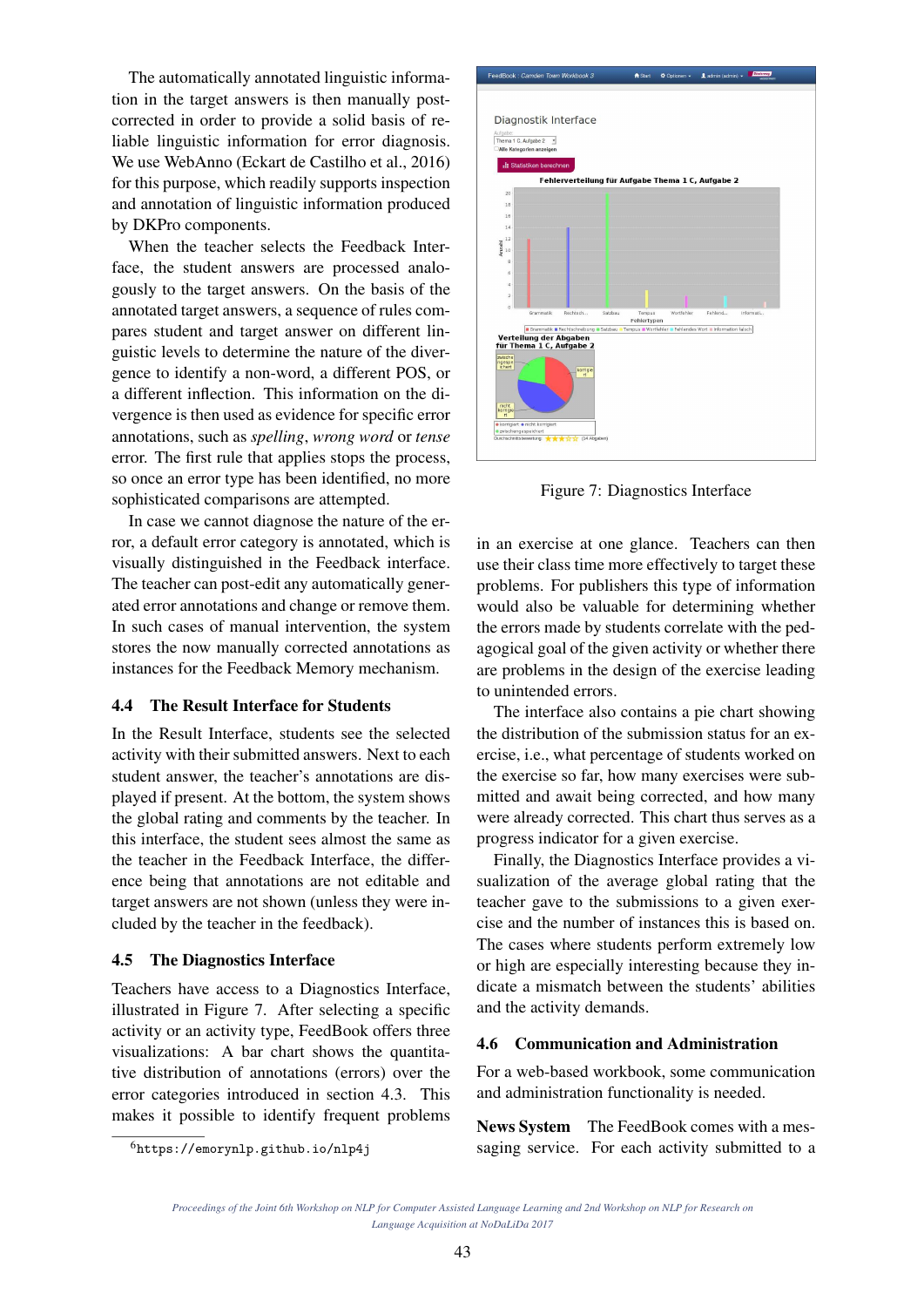The automatically annotated linguistic information in the target answers is then manually post-corrected in order to provide a solid basis of reliable linguistic information for error diagnosis. We use WebAnno (Eckart de Castilho et al., 2016) for this purpose, which readily supports inspection and annotation of linguistic information produced by DKPro components.

When the teacher selects the Feedback Interface, the student answers are processed analogously to the target answers. On the basis of the annotated target answers, a sequence of rules compares student and target answer on different linguistic levels to determine the nature of the divergence to identify a non-word, a different POS, or a different inflection. This information on the divergence is then used as evidence for specific error annotations, such as *spelling*, *wrong word* or *tense* error. The first rule that applies stops the process, so once an error type has been identified, no more sophisticated comparisons are attempted.

In case we cannot diagnose the nature of the error, a default error category is annotated, which is visually distinguished in the Feedback interface. The teacher can post-edit any automatically generated error annotations and change or remove them. In such cases of manual intervention, the system stores the now manually corrected annotations as instances for the Feedback Memory mechanism.

### 4.4 The Result Interface for Students

In the Result Interface, students see the selected activity with their submitted answers. Next to each student answer, the teacher's annotations are displayed if present. At the bottom, the system shows the global rating and comments by the teacher. In this interface, the student sees almost the same as the teacher in the Feedback Interface, the difference being that annotations are not editable and target answers are not shown (unless they were included by the teacher in the feedback).

### 4.5 The Diagnostics Interface

Teachers have access to a Diagnostics Interface, illustrated in Figure 7. After selecting a specific activity or an activity type, FeedBook offers three visualizations: A bar chart shows the quantitative distribution of annotations (errors) over the error categories introduced in section 4.3. This makes it possible to identify frequent problems in an exercise at one glance. Teachers can then use their class time more effectively to target these problems. For publishers this type of information would also be valuable for determining whether the errors made by students correlate with the pedagogical goal of the given activity or whether there are problems in the design of the exercise leading to unintended errors.

Figure 7: Diagnostics Interface

The interface also contains a pie chart showing the distribution of the submission status for an exercise, i.e., what percentage of students worked on the exercise so far, how many exercises were submitted and await being corrected, and how many were already corrected. This chart thus serves as a progress indicator for a given exercise.

Finally, the Diagnostics Interface provides a visualization of the average global rating that the teacher gave to the submissions to a given exercise and the number of instances this is based on. The cases where students perform extremely low or high are especially interesting because they indicate a mismatch between the students' abilities and the activity demands.

### 4.6 Communication and Administration

For a web-based workbook, some communication and administration functionality is needed.

**News System** The FeedBook comes with a messaging service. For each activity submitted to a

[6] https://emorynlp.github.io/nlp4j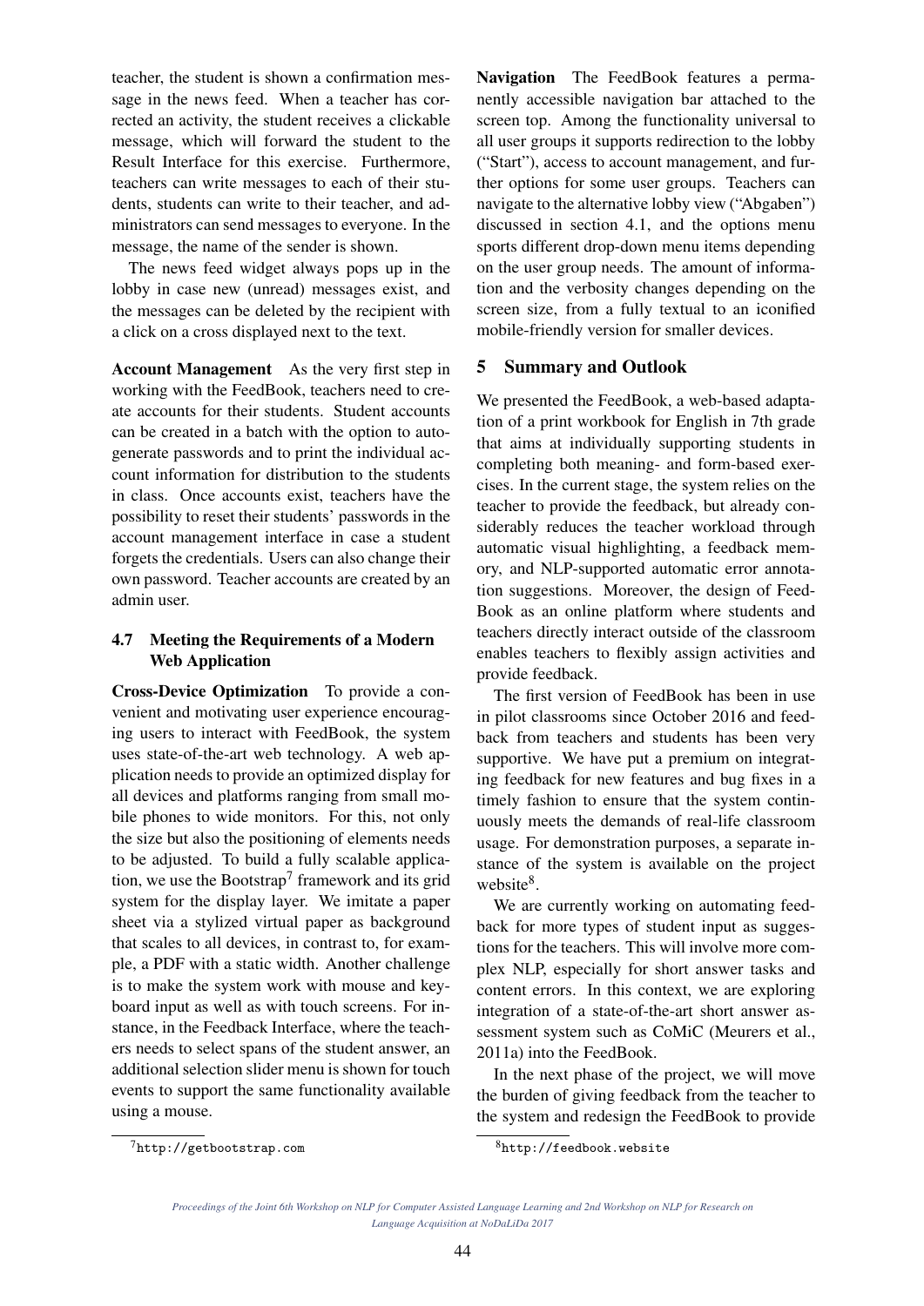teacher, the student is shown a confirmation message in the news feed. When a teacher has corrected an activity, the student receives a clickable message, which will forward the student to the Result Interface for this exercise. Furthermore, teachers can write messages to each of their students, students can write to their teacher, and administrators can send messages to everyone. In the message, the name of the sender is shown.

The news feed widget always pops up in the lobby in case new (unread) messages exist, and the messages can be deleted by the recipient with a click on a cross displayed next to the text.

**Account Management** As the very first step in working with the FeedBook, teachers need to create accounts for their students. Student accounts can be created in a batch with the option to autogenerate passwords and to print the individual account information for distribution to the students in class. Once accounts exist, teachers have the possibility to reset their students' passwords in the account management interface in case a student forgets the credentials. Users can also change their own password. Teacher accounts are created by an admin user.

### 4.7 Meeting the Requirements of a Modern Web Application

**Cross-Device Optimization** To provide a convenient and motivating user experience encouraging users to interact with FeedBook, the system uses state-of-the-art web technology. A web application needs to provide an optimized display for all devices and platforms ranging from small mobile phones to wide monitors. For this, not only the size but also the positioning of elements needs to be adjusted. To build a fully scalable application, we use the Bootstrap[7] framework and its grid system for the display layer. We imitate a paper sheet via a stylized virtual paper as background that scales to all devices, in contrast to, for example, a PDF with a static width. Another challenge is to make the system work with mouse and keyboard input as well as with touch screens. For instance, in the Feedback Interface, where the teachers needs to select spans of the student answer, an additional selection slider menu is shown for touch events to support the same functionality available using a mouse.

**Navigation** The FeedBook features a permanently accessible navigation bar attached to the screen top. Among the functionality universal to all user groups it supports redirection to the lobby ("Start"), access to account management, and further options for some user groups. Teachers can navigate to the alternative lobby view ("Abgaben") discussed in section 4.1, and the options menu sports different drop-down menu items depending on the user group needs. The amount of information and the verbosity changes depending on the screen size, from a fully textual to an iconified mobile-friendly version for smaller devices.

## 5 Summary and Outlook

We presented the FeedBook, a web-based adaptation of a print workbook for English in 7th grade that aims at individually supporting students in completing both meaning- and form-based exercises. In the current stage, the system relies on the teacher to provide the feedback, but already considerably reduces the teacher workload through automatic visual highlighting, a feedback memory, and NLP-supported automatic error annotation suggestions. Moreover, the design of FeedBook as an online platform where students and teachers directly interact outside of the classroom enables teachers to flexibly assign activities and provide feedback.

The first version of FeedBook has been in use in pilot classrooms since October 2016 and feedback from teachers and students has been very supportive. We have put a premium on integrating feedback for new features and bug fixes in a timely fashion to ensure that the system continuously meets the demands of real-life classroom usage. For demonstration purposes, a separate instance of the system is available on the project website[8].

We are currently working on automating feedback for more types of student input as suggestions for the teachers. This will involve more complex NLP, especially for short answer tasks and content errors. In this context, we are exploring integration of a state-of-the-art short answer assessment system such as CoMiC (Meurers et al., 2011a) into the FeedBook.

In the next phase of the project, we will move the burden of giving feedback from the teacher to the system and redesign the FeedBook to provide

[7] http://getbootstrap.com

[8] http://feedbook.website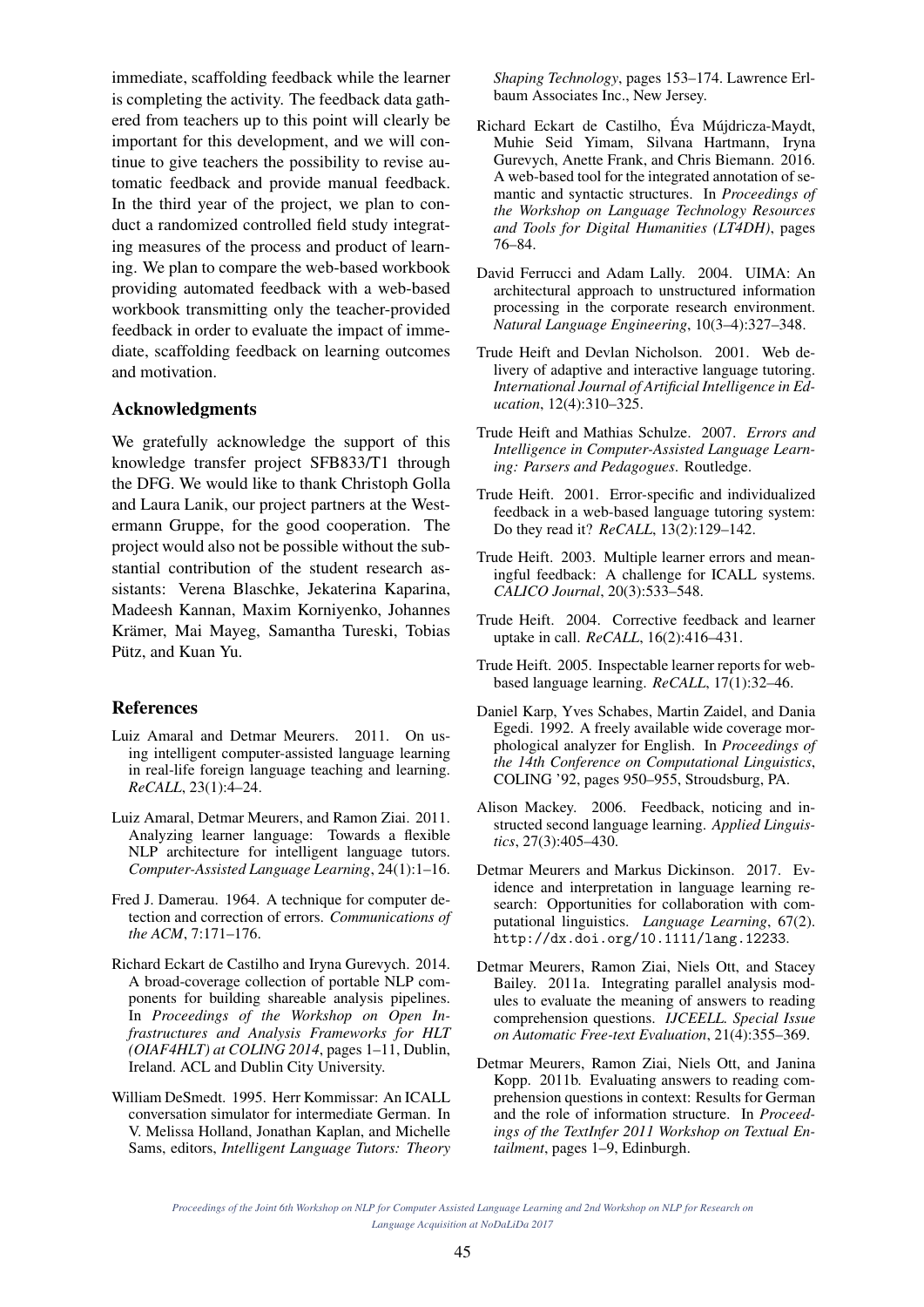immediate, scaffolding feedback while the learner is completing the activity. The feedback data gathered from teachers up to this point will clearly be important for this development, and we will continue to give teachers the possibility to revise automatic feedback and provide manual feedback. In the third year of the project, we plan to conduct a randomized controlled field study integrating measures of the process and product of learning. We plan to compare the web-based workbook providing automated feedback with a web-based workbook transmitting only the teacher-provided feedback in order to evaluate the impact of immediate, scaffolding feedback on learning outcomes and motivation.

## Acknowledgments

We gratefully acknowledge the support of this knowledge transfer project SFB833/T1 through the DFG. We would like to thank Christoph Golla and Laura Lanik, our project partners at the Westermann Gruppe, for the good cooperation. The project would also not be possible without the substantial contribution of the student research assistants: Verena Blaschke, Jekaterina Kaparina, Madeesh Kannan, Maxim Korniyenko, Johannes Krämer, Mai Mayeg, Samantha Tureski, Tobias Pütz, and Kuan Yu.

## References

Luiz Amaral and Detmar Meurers. 2011. On using intelligent computer-assisted language learning in real-life foreign language teaching and learning. *ReCALL*, 23(1):4–24.

Luiz Amaral, Detmar Meurers, and Ramon Ziai. 2011. Analyzing learner language: Towards a flexible NLP architecture for intelligent language tutors. *Computer-Assisted Language Learning*, 24(1):1–16.

Fred J. Damerau. 1964. A technique for computer detection and correction of errors. *Communications of the ACM*, 7:171–176.

Richard Eckart de Castilho and Iryna Gurevych. 2014. A broad-coverage collection of portable NLP components for building shareable analysis pipelines. In *Proceedings of the Workshop on Open Infrastructures and Analysis Frameworks for HLT (OIAF4HLT) at COLING 2014*, pages 1–11, Dublin, Ireland. ACL and Dublin City University.

William DeSmedt. 1995. Herr Kommissar: An ICALL conversation simulator for intermediate German. In V. Melissa Holland, Jonathan Kaplan, and Michelle Sams, editors, *Intelligent Language Tutors: Theory Shaping Technology*, pages 153–174. Lawrence Erlbaum Associates Inc., New Jersey.

Richard Eckart de Castilho, Éva Mújdricza-Maydt, Muhie Seid Yimam, Silvana Hartmann, Iryna Gurevych, Anette Frank, and Chris Biemann. 2016. A web-based tool for the integrated annotation of semantic and syntactic structures. In *Proceedings of the Workshop on Language Technology Resources and Tools for Digital Humanities (LT4DH)*, pages 76–84.

David Ferrucci and Adam Lally. 2004. UIMA: An architectural approach to unstructured information processing in the corporate research environment. *Natural Language Engineering*, 10(3–4):327–348.

Trude Heift and Devlan Nicholson. 2001. Web delivery of adaptive and interactive language tutoring. *International Journal of Artificial Intelligence in Education*, 12(4):310–325.

Trude Heift and Mathias Schulze. 2007. *Errors and Intelligence in Computer-Assisted Language Learning: Parsers and Pedagogues*. Routledge.

Trude Heift. 2001. Error-specific and individualized feedback in a web-based language tutoring system: Do they read it? *ReCALL*, 13(2):129–142.

Trude Heift. 2003. Multiple learner errors and meaningful feedback: A challenge for ICALL systems. *CALICO Journal*, 20(3):533–548.

Trude Heift. 2004. Corrective feedback and learner uptake in call. *ReCALL*, 16(2):416–431.

Trude Heift. 2005. Inspectable learner reports for web-based language learning. *ReCALL*, 17(1):32–46.

Daniel Karp, Yves Schabes, Martin Zaidel, and Dania Egedi. 1992. A freely available wide coverage morphological analyzer for English. In *Proceedings of the 14th Conference on Computational Linguistics*, COLING '92, pages 950–955, Stroudsburg, PA.

Alison Mackey. 2006. Feedback, noticing and instructed second language learning. *Applied Linguistics*, 27(3):405–430.

Detmar Meurers and Markus Dickinson. 2017. Evidence and interpretation in language learning research: Opportunities for collaboration with computational linguistics. *Language Learning*, 67(2). http://dx.doi.org/10.1111/lang.12233.

Detmar Meurers, Ramon Ziai, Niels Ott, and Stacey Bailey. 2011a. Integrating parallel analysis modules to evaluate the meaning of answers to reading comprehension questions. *IJCEELL. Special Issue on Automatic Free-text Evaluation*, 21(4):355–369.

Detmar Meurers, Ramon Ziai, Niels Ott, and Janina Kopp. 2011b. Evaluating answers to reading comprehension questions in context: Results for German and the role of information structure. In *Proceedings of the TextInfer 2011 Workshop on Textual Entailment*, pages 1–9, Edinburgh.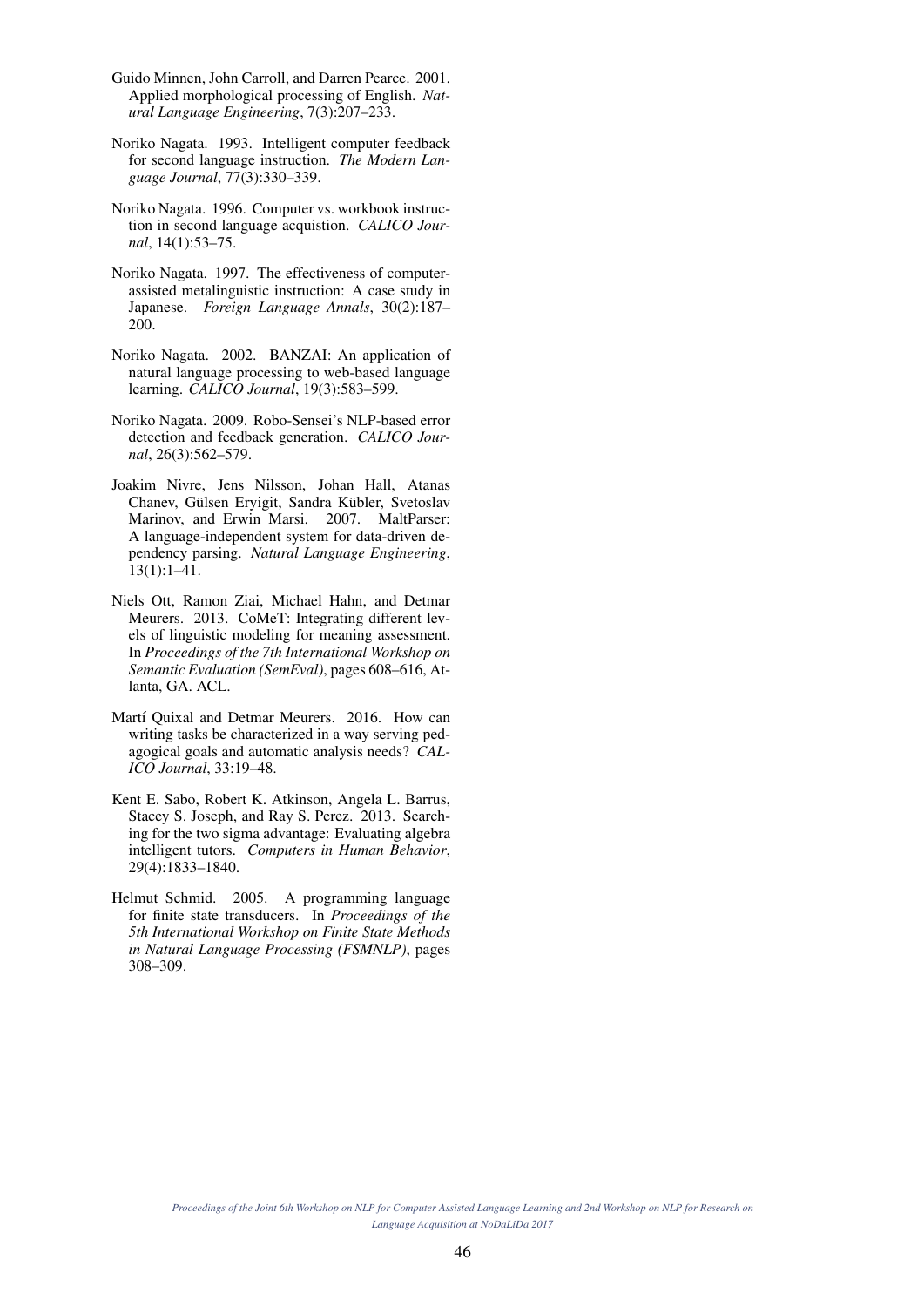Guido Minnen, John Carroll, and Darren Pearce. 2001. Applied morphological processing of English. *Natural Language Engineering*, 7(3):207–233.

Noriko Nagata. 1993. Intelligent computer feedback for second language instruction. *The Modern Language Journal*, 77(3):330–339.

Noriko Nagata. 1996. Computer vs. workbook instruction in second language acquistion. *CALICO Journal*, 14(1):53–75.

Noriko Nagata. 1997. The effectiveness of computer-assisted metalinguistic instruction: A case study in Japanese. *Foreign Language Annals*, 30(2):187–200.

Noriko Nagata. 2002. BANZAI: An application of natural language processing to web-based language learning. *CALICO Journal*, 19(3):583–599.

Noriko Nagata. 2009. Robo-Sensei's NLP-based error detection and feedback generation. *CALICO Journal*, 26(3):562–579.

Joakim Nivre, Jens Nilsson, Johan Hall, Atanas Chanev, Gülsen Eryigit, Sandra Kübler, Svetoslav Marinov, and Erwin Marsi. 2007. MaltParser: A language-independent system for data-driven dependency parsing. *Natural Language Engineering*, 13(1):1–41.

Niels Ott, Ramon Ziai, Michael Hahn, and Detmar Meurers. 2013. CoMeT: Integrating different levels of linguistic modeling for meaning assessment. In *Proceedings of the 7th International Workshop on Semantic Evaluation (SemEval)*, pages 608–616, Atlanta, GA. ACL.

Martí Quixal and Detmar Meurers. 2016. How can writing tasks be characterized in a way serving pedagogical goals and automatic analysis needs? *CALICO Journal*, 33:19–48.

Kent E. Sabo, Robert K. Atkinson, Angela L. Barrus, Stacey S. Joseph, and Ray S. Perez. 2013. Searching for the two sigma advantage: Evaluating algebra intelligent tutors. *Computers in Human Behavior*, 29(4):1833–1840.

Helmut Schmid. 2005. A programming language for finite state transducers. In *Proceedings of the 5th International Workshop on Finite State Methods in Natural Language Processing (FSMNLP)*, pages 308–309.